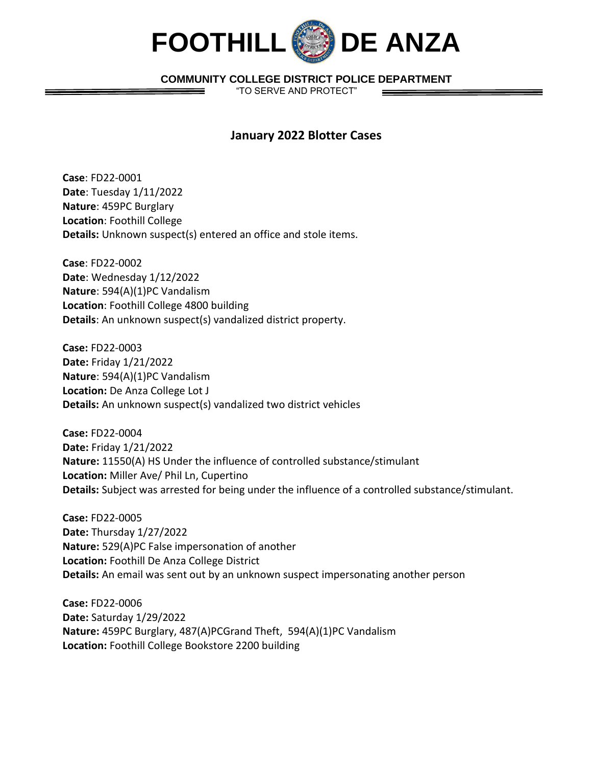# FOOTHILL DE ANZA

**COMMUNITY COLLEGE DISTRICT POLICE DEPARTMENT**

"TO SERVE AND PROTECT"

## January 2022 Blotter Cases

**Case**: FD22-0001
**Date**: Tuesday 1/11/2022
**Nature**: 459PC Burglary
**Location**: Foothill College
**Details:** Unknown suspect(s) entered an office and stole items.

**Case**: FD22-0002
**Date**: Wednesday 1/12/2022
**Nature**: 594(A)(1)PC Vandalism
**Location**: Foothill College 4800 building
**Details**: An unknown suspect(s) vandalized district property.

**Case:** FD22-0003
**Date:** Friday 1/21/2022
**Nature**: 594(A)(1)PC Vandalism
**Location:** De Anza College Lot J
**Details:** An unknown suspect(s) vandalized two district vehicles

**Case:** FD22-0004
**Date:** Friday 1/21/2022
**Nature:** 11550(A) HS Under the influence of controlled substance/stimulant
**Location:** Miller Ave/ Phil Ln, Cupertino
**Details:** Subject was arrested for being under the influence of a controlled substance/stimulant.

**Case:** FD22-0005
**Date:** Thursday 1/27/2022
**Nature:** 529(A)PC False impersonation of another
**Location:** Foothill De Anza College District
**Details:** An email was sent out by an unknown suspect impersonating another person

**Case:** FD22-0006
**Date:** Saturday 1/29/2022
**Nature:** 459PC Burglary, 487(A)PCGrand Theft, 594(A)(1)PC Vandalism
**Location:** Foothill College Bookstore 2200 building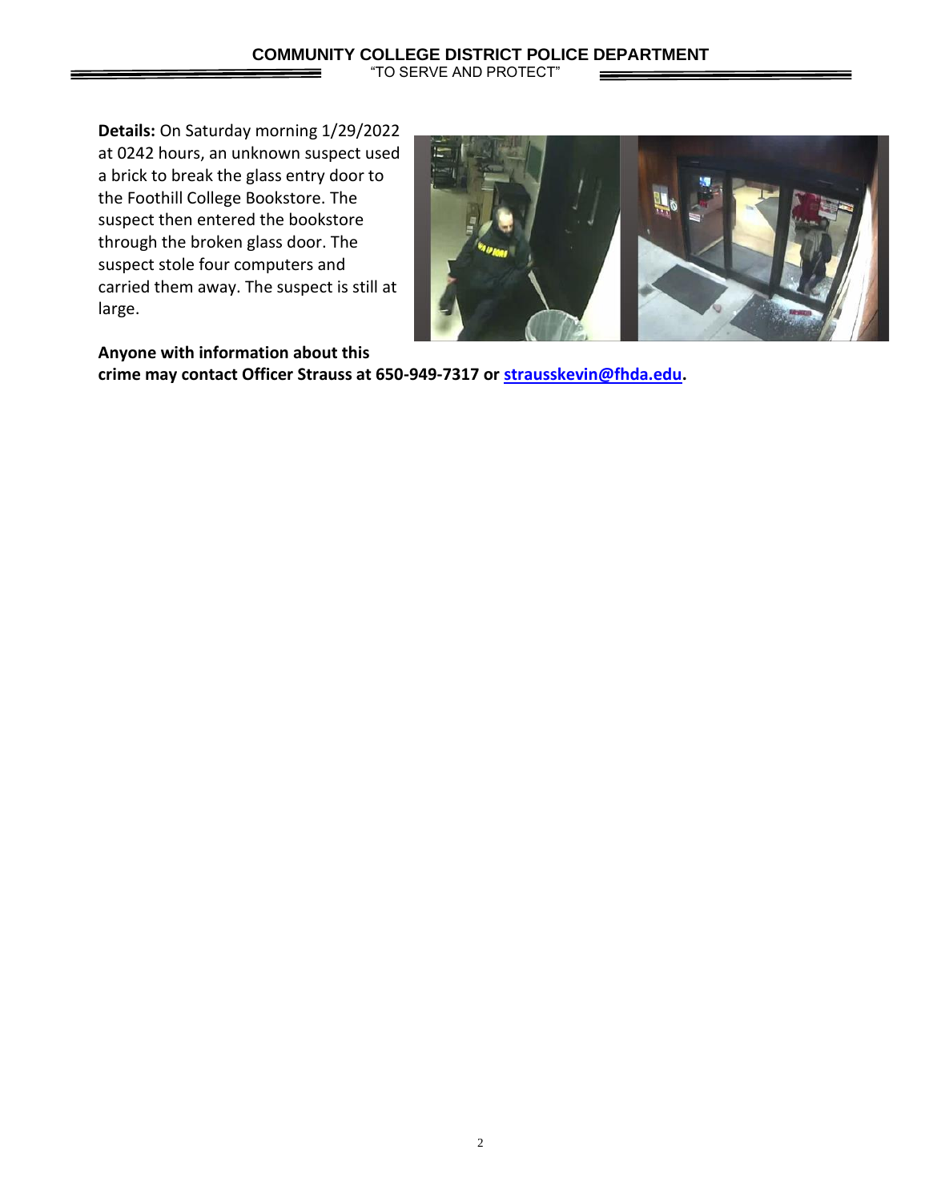**COMMUNITY COLLEGE DISTRICT POLICE DEPARTMENT**

"TO SERVE AND PROTECT"

**Details:** On Saturday morning 1/29/2022 at 0242 hours, an unknown suspect used a brick to break the glass entry door to the Foothill College Bookstore. The suspect then entered the bookstore through the broken glass door. The suspect stole four computers and carried them away. The suspect is still at large.

**Anyone with information about this crime may contact Officer Strauss at 650-949-7317 or strausskevin@fhda.edu.**